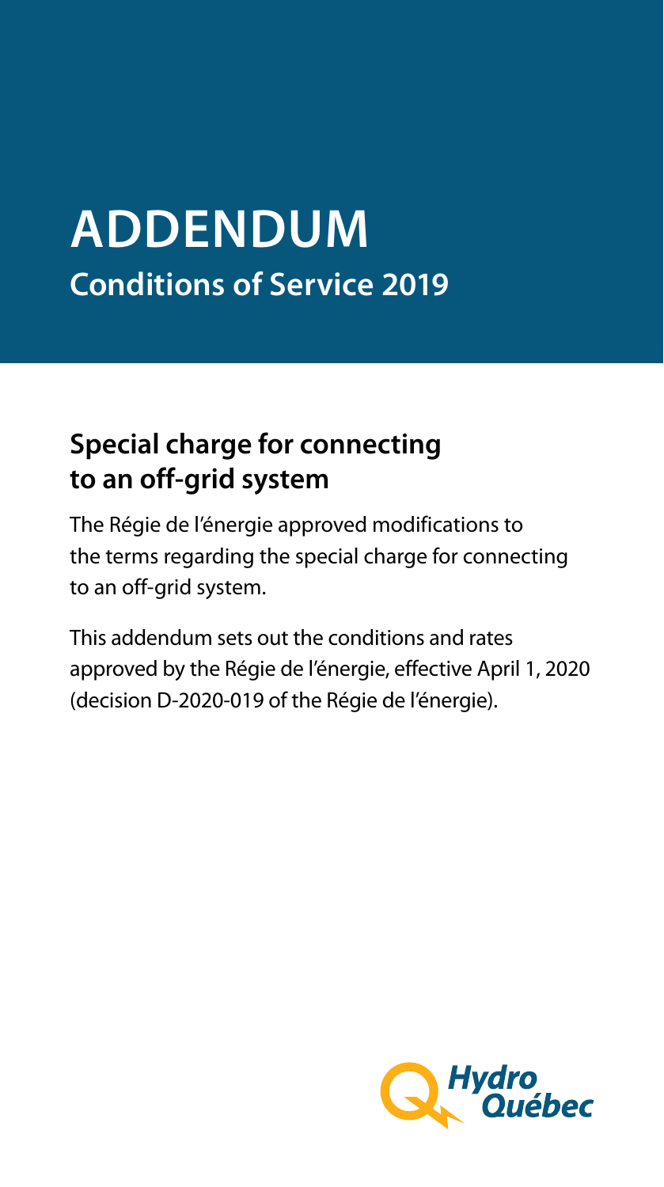# ADDENDUM

## Conditions of Service 2019

## Special charge for connecting to an off-grid system

The Régie de l'énergie approved modifications to the terms regarding the special charge for connecting to an off-grid system.

This addendum sets out the conditions and rates approved by the Régie de l'énergie, effective April 1, 2020 (decision D-2020-019 of the Régie de l'énergie).

Hydro Québec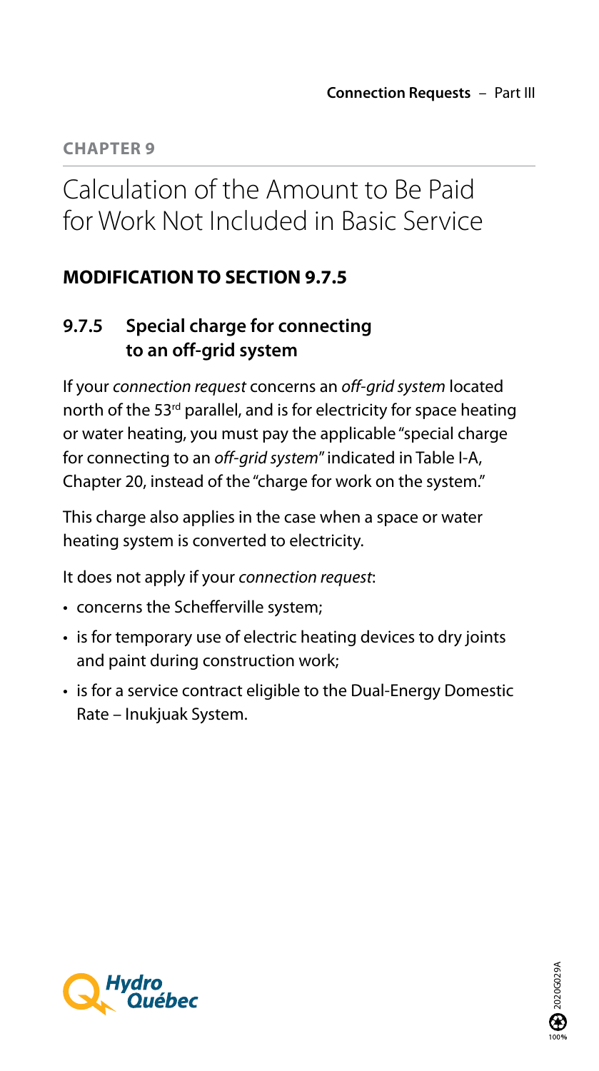**CHAPTER 9**

# Calculation of the Amount to Be Paid for Work Not Included in Basic Service

## MODIFICATION TO SECTION 9.7.5

### 9.7.5 Special charge for connecting to an off-grid system

If your *connection request* concerns an *off-grid system* located north of the 53rd parallel, and is for electricity for space heating or water heating, you must pay the applicable "special charge for connecting to an *off-grid system*" indicated in Table I-A, Chapter 20, instead of the "charge for work on the system."

This charge also applies in the case when a space or water heating system is converted to electricity.

It does not apply if your *connection request*:

- concerns the Schefferville system;
- is for temporary use of electric heating devices to dry joints and paint during construction work;
- is for a service contract eligible to the Dual-Energy Domestic Rate – Inukjuak System.